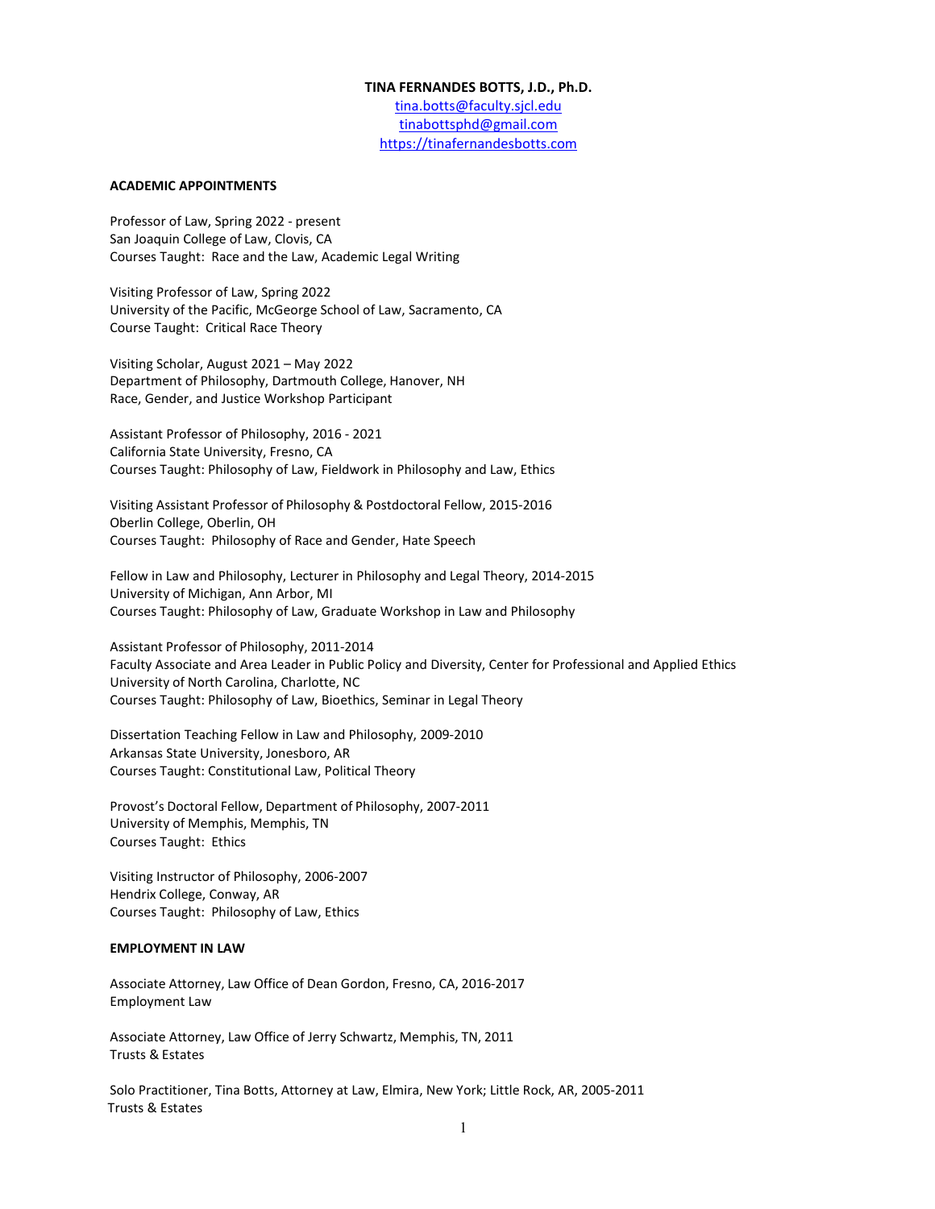# TINA FERNANDES BOTTS, J.D., Ph.D.

tina.botts@faculty.sjcl.edu
tinabottsphd@gmail.com
https://tinafernandesbotts.com

## ACADEMIC APPOINTMENTS

Professor of Law, Spring 2022 - present
San Joaquin College of Law, Clovis, CA
Courses Taught: Race and the Law, Academic Legal Writing

Visiting Professor of Law, Spring 2022
University of the Pacific, McGeorge School of Law, Sacramento, CA
Course Taught: Critical Race Theory

Visiting Scholar, August 2021 – May 2022
Department of Philosophy, Dartmouth College, Hanover, NH
Race, Gender, and Justice Workshop Participant

Assistant Professor of Philosophy, 2016 - 2021
California State University, Fresno, CA
Courses Taught: Philosophy of Law, Fieldwork in Philosophy and Law, Ethics

Visiting Assistant Professor of Philosophy & Postdoctoral Fellow, 2015-2016
Oberlin College, Oberlin, OH
Courses Taught: Philosophy of Race and Gender, Hate Speech

Fellow in Law and Philosophy, Lecturer in Philosophy and Legal Theory, 2014-2015
University of Michigan, Ann Arbor, MI
Courses Taught: Philosophy of Law, Graduate Workshop in Law and Philosophy

Assistant Professor of Philosophy, 2011-2014
Faculty Associate and Area Leader in Public Policy and Diversity, Center for Professional and Applied Ethics
University of North Carolina, Charlotte, NC
Courses Taught: Philosophy of Law, Bioethics, Seminar in Legal Theory

Dissertation Teaching Fellow in Law and Philosophy, 2009-2010
Arkansas State University, Jonesboro, AR
Courses Taught: Constitutional Law, Political Theory

Provost's Doctoral Fellow, Department of Philosophy, 2007-2011
University of Memphis, Memphis, TN
Courses Taught: Ethics

Visiting Instructor of Philosophy, 2006-2007
Hendrix College, Conway, AR
Courses Taught: Philosophy of Law, Ethics

## EMPLOYMENT IN LAW

Associate Attorney, Law Office of Dean Gordon, Fresno, CA, 2016-2017
Employment Law

Associate Attorney, Law Office of Jerry Schwartz, Memphis, TN, 2011
Trusts & Estates

Solo Practitioner, Tina Botts, Attorney at Law, Elmira, New York; Little Rock, AR, 2005-2011
Trusts & Estates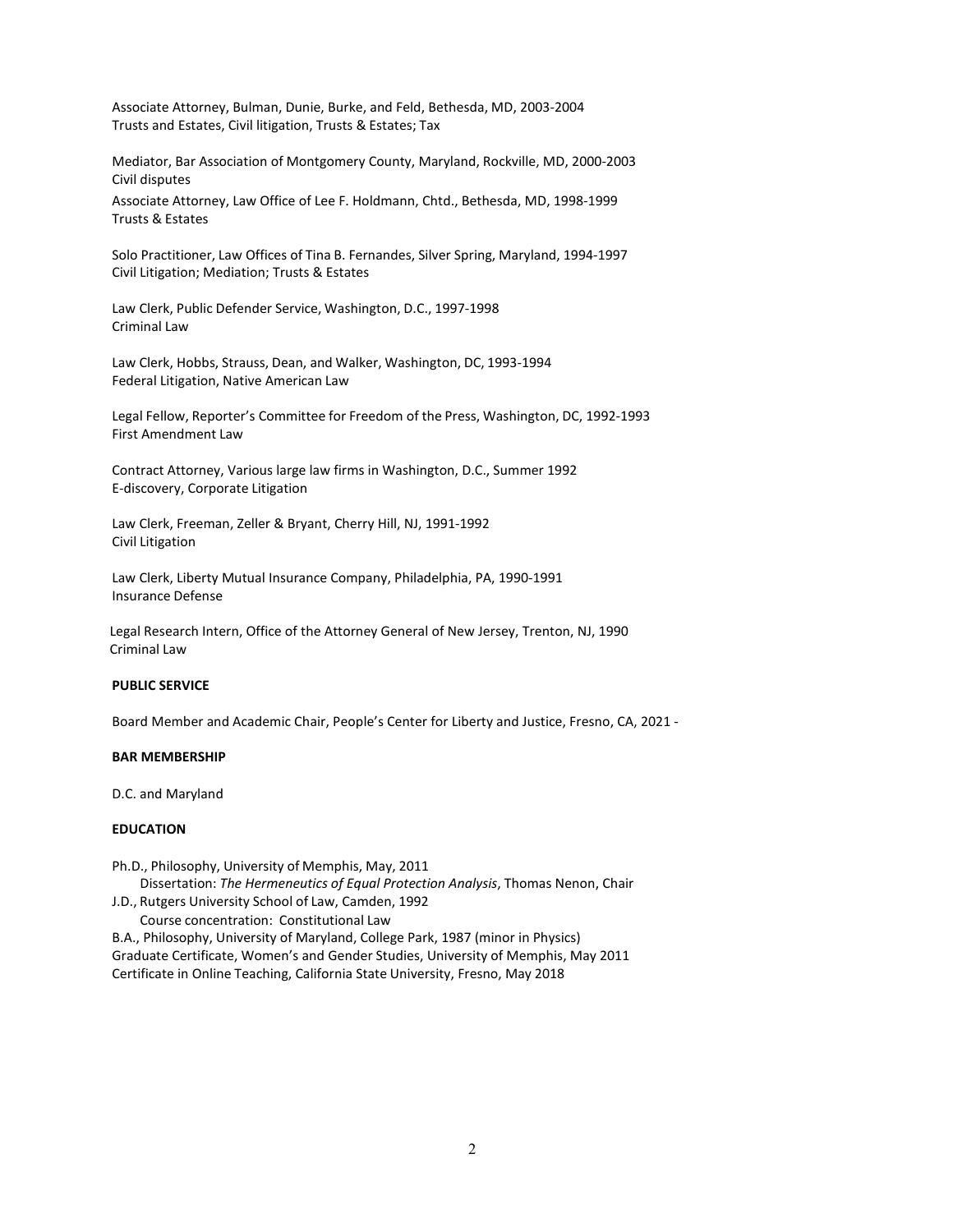Associate Attorney, Bulman, Dunie, Burke, and Feld, Bethesda, MD, 2003-2004
Trusts and Estates, Civil litigation, Trusts & Estates; Tax

Mediator, Bar Association of Montgomery County, Maryland, Rockville, MD, 2000-2003
Civil disputes

Associate Attorney, Law Office of Lee F. Holdmann, Chtd., Bethesda, MD, 1998-1999
Trusts & Estates

Solo Practitioner, Law Offices of Tina B. Fernandes, Silver Spring, Maryland, 1994-1997
Civil Litigation; Mediation; Trusts & Estates

Law Clerk, Public Defender Service, Washington, D.C., 1997-1998
Criminal Law

Law Clerk, Hobbs, Strauss, Dean, and Walker, Washington, DC, 1993-1994
Federal Litigation, Native American Law

Legal Fellow, Reporter's Committee for Freedom of the Press, Washington, DC, 1992-1993
First Amendment Law

Contract Attorney, Various large law firms in Washington, D.C., Summer 1992
E-discovery, Corporate Litigation

Law Clerk, Freeman, Zeller & Bryant, Cherry Hill, NJ, 1991-1992
Civil Litigation

Law Clerk, Liberty Mutual Insurance Company, Philadelphia, PA, 1990-1991
Insurance Defense

Legal Research Intern, Office of the Attorney General of New Jersey, Trenton, NJ, 1990
Criminal Law

**PUBLIC SERVICE**

Board Member and Academic Chair, People's Center for Liberty and Justice, Fresno, CA, 2021 -

**BAR MEMBERSHIP**

D.C. and Maryland

**EDUCATION**

Ph.D., Philosophy, University of Memphis, May, 2011
Dissertation: *The Hermeneutics of Equal Protection Analysis*, Thomas Nenon, Chair

J.D., Rutgers University School of Law, Camden, 1992
Course concentration: Constitutional Law

B.A., Philosophy, University of Maryland, College Park, 1987 (minor in Physics)

Graduate Certificate, Women's and Gender Studies, University of Memphis, May 2011

Certificate in Online Teaching, California State University, Fresno, May 2018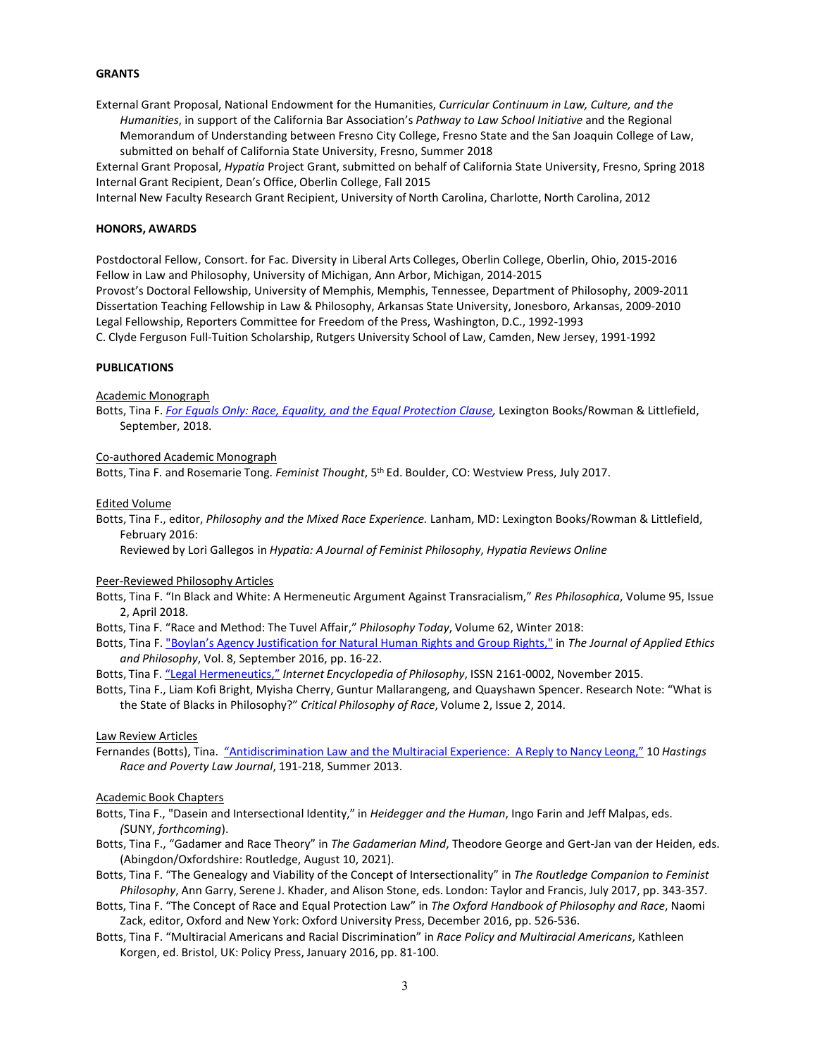## GRANTS

External Grant Proposal, National Endowment for the Humanities, *Curricular Continuum in Law, Culture, and the Humanities*, in support of the California Bar Association's *Pathway to Law School Initiative* and the Regional Memorandum of Understanding between Fresno City College, Fresno State and the San Joaquin College of Law, submitted on behalf of California State University, Fresno, Summer 2018

External Grant Proposal, *Hypatia* Project Grant, submitted on behalf of California State University, Fresno, Spring 2018

Internal Grant Recipient, Dean's Office, Oberlin College, Fall 2015

Internal New Faculty Research Grant Recipient, University of North Carolina, Charlotte, North Carolina, 2012

## HONORS, AWARDS

Postdoctoral Fellow, Consort. for Fac. Diversity in Liberal Arts Colleges, Oberlin College, Oberlin, Ohio, 2015-2016

Fellow in Law and Philosophy, University of Michigan, Ann Arbor, Michigan, 2014-2015

Provost's Doctoral Fellowship, University of Memphis, Memphis, Tennessee, Department of Philosophy, 2009-2011

Dissertation Teaching Fellowship in Law & Philosophy, Arkansas State University, Jonesboro, Arkansas, 2009-2010

Legal Fellowship, Reporters Committee for Freedom of the Press, Washington, D.C., 1992-1993

C. Clyde Ferguson Full-Tuition Scholarship, Rutgers University School of Law, Camden, New Jersey, 1991-1992

## PUBLICATIONS

### Academic Monograph

Botts, Tina F. *For Equals Only: Race, Equality, and the Equal Protection Clause*, Lexington Books/Rowman & Littlefield, September, 2018.

### Co-authored Academic Monograph

Botts, Tina F. and Rosemarie Tong. *Feminist Thought*, 5th Ed. Boulder, CO: Westview Press, July 2017.

### Edited Volume

Botts, Tina F., editor, *Philosophy and the Mixed Race Experience.* Lanham, MD: Lexington Books/Rowman & Littlefield, February 2016:

Reviewed by Lori Gallegos in *Hypatia: A Journal of Feminist Philosophy*, *Hypatia Reviews Online*

### Peer-Reviewed Philosophy Articles

Botts, Tina F. "In Black and White: A Hermeneutic Argument Against Transracialism," *Res Philosophica*, Volume 95, Issue 2, April 2018.

Botts, Tina F. "Race and Method: The Tuvel Affair," *Philosophy Today*, Volume 62, Winter 2018:

Botts, Tina F. "Boylan's Agency Justification for Natural Human Rights and Group Rights," in *The Journal of Applied Ethics and Philosophy*, Vol. 8, September 2016, pp. 16-22.

Botts, Tina F. "Legal Hermeneutics," *Internet Encyclopedia of Philosophy*, ISSN 2161-0002, November 2015.

Botts, Tina F., Liam Kofi Bright, Myisha Cherry, Guntur Mallarangeng, and Quayshawn Spencer. Research Note: "What is the State of Blacks in Philosophy?" *Critical Philosophy of Race*, Volume 2, Issue 2, 2014.

### Law Review Articles

Fernandes (Botts), Tina. "Antidiscrimination Law and the Multiracial Experience: A Reply to Nancy Leong," 10 *Hastings Race and Poverty Law Journal*, 191-218, Summer 2013.

### Academic Book Chapters

Botts, Tina F., "Dasein and Intersectional Identity," in *Heidegger and the Human*, Ingo Farin and Jeff Malpas, eds. (SUNY, *forthcoming*).

Botts, Tina F., "Gadamer and Race Theory" in *The Gadamerian Mind*, Theodore George and Gert-Jan van der Heiden, eds. (Abingdon/Oxfordshire: Routledge, August 10, 2021).

Botts, Tina F. "The Genealogy and Viability of the Concept of Intersectionality" in *The Routledge Companion to Feminist Philosophy*, Ann Garry, Serene J. Khader, and Alison Stone, eds. London: Taylor and Francis, July 2017, pp. 343-357.

Botts, Tina F. "The Concept of Race and Equal Protection Law" in *The Oxford Handbook of Philosophy and Race*, Naomi Zack, editor, Oxford and New York: Oxford University Press, December 2016, pp. 526-536.

Botts, Tina F. "Multiracial Americans and Racial Discrimination" in *Race Policy and Multiracial Americans*, Kathleen Korgen, ed. Bristol, UK: Policy Press, January 2016, pp. 81-100.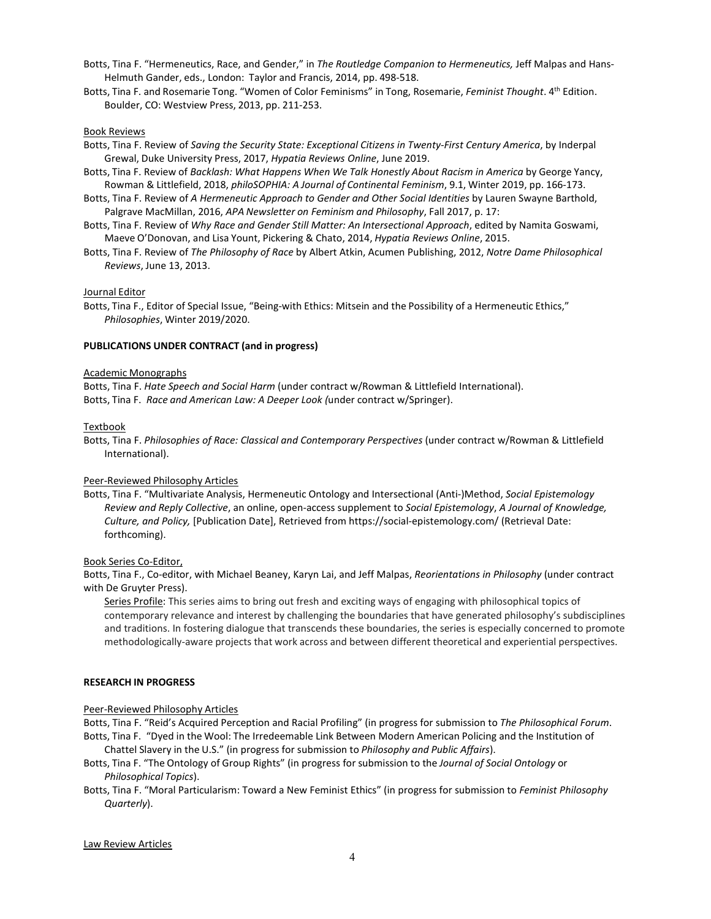Botts, Tina F. "Hermeneutics, Race, and Gender," in *The Routledge Companion to Hermeneutics,* Jeff Malpas and Hans-Helmuth Gander, eds., London: Taylor and Francis, 2014, pp. 498-518.

Botts, Tina F. and Rosemarie Tong. "Women of Color Feminisms" in Tong, Rosemarie, *Feminist Thought*. 4th Edition. Boulder, CO: Westview Press, 2013, pp. 211-253.

Book Reviews

Botts, Tina F. Review of *Saving the Security State: Exceptional Citizens in Twenty-First Century America*, by Inderpal Grewal, Duke University Press, 2017, *Hypatia Reviews Online*, June 2019.

Botts, Tina F. Review of *Backlash: What Happens When We Talk Honestly About Racism in America* by George Yancy, Rowman & Littlefield, 2018, *philoSOPHIA: A Journal of Continental Feminism*, 9.1, Winter 2019, pp. 166-173.

Botts, Tina F. Review of *A Hermeneutic Approach to Gender and Other Social Identities* by Lauren Swayne Barthold, Palgrave MacMillan, 2016, *APA Newsletter on Feminism and Philosophy*, Fall 2017, p. 17:

Botts, Tina F. Review of *Why Race and Gender Still Matter: An Intersectional Approach*, edited by Namita Goswami, Maeve O'Donovan, and Lisa Yount, Pickering & Chato, 2014, *Hypatia Reviews Online*, 2015.

Botts, Tina F. Review of *The Philosophy of Race* by Albert Atkin, Acumen Publishing, 2012, *Notre Dame Philosophical Reviews*, June 13, 2013.

Journal Editor

Botts, Tina F., Editor of Special Issue, "Being-with Ethics: Mitsein and the Possibility of a Hermeneutic Ethics," *Philosophies*, Winter 2019/2020.

**PUBLICATIONS UNDER CONTRACT (and in progress)**

Academic Monographs

Botts, Tina F. *Hate Speech and Social Harm* (under contract w/Rowman & Littlefield International).

Botts, Tina F. *Race and American Law: A Deeper Look (*under contract w/Springer).

Textbook

Botts, Tina F. *Philosophies of Race: Classical and Contemporary Perspectives* (under contract w/Rowman & Littlefield International).

Peer-Reviewed Philosophy Articles

Botts, Tina F. "Multivariate Analysis, Hermeneutic Ontology and Intersectional (Anti-)Method, *Social Epistemology Review and Reply Collective*, an online, open-access supplement to *Social Epistemology*, *A Journal of Knowledge, Culture, and Policy,* [Publication Date], Retrieved from https://social-epistemology.com/ (Retrieval Date: forthcoming).

Book Series Co-Editor,

Botts, Tina F., Co-editor, with Michael Beaney, Karyn Lai, and Jeff Malpas, *Reorientations in Philosophy* (under contract with De Gruyter Press).

Series Profile: This series aims to bring out fresh and exciting ways of engaging with philosophical topics of contemporary relevance and interest by challenging the boundaries that have generated philosophy's subdisciplines and traditions. In fostering dialogue that transcends these boundaries, the series is especially concerned to promote methodologically-aware projects that work across and between different theoretical and experiential perspectives.

**RESEARCH IN PROGRESS**

Peer-Reviewed Philosophy Articles

Botts, Tina F. "Reid's Acquired Perception and Racial Profiling" (in progress for submission to *The Philosophical Forum*.

Botts, Tina F. "Dyed in the Wool: The Irredeemable Link Between Modern American Policing and the Institution of Chattel Slavery in the U.S." (in progress for submission to *Philosophy and Public Affairs*).

Botts, Tina F. "The Ontology of Group Rights" (in progress for submission to the *Journal of Social Ontology* or *Philosophical Topics*).

Botts, Tina F. "Moral Particularism: Toward a New Feminist Ethics" (in progress for submission to *Feminist Philosophy Quarterly*).

Law Review Articles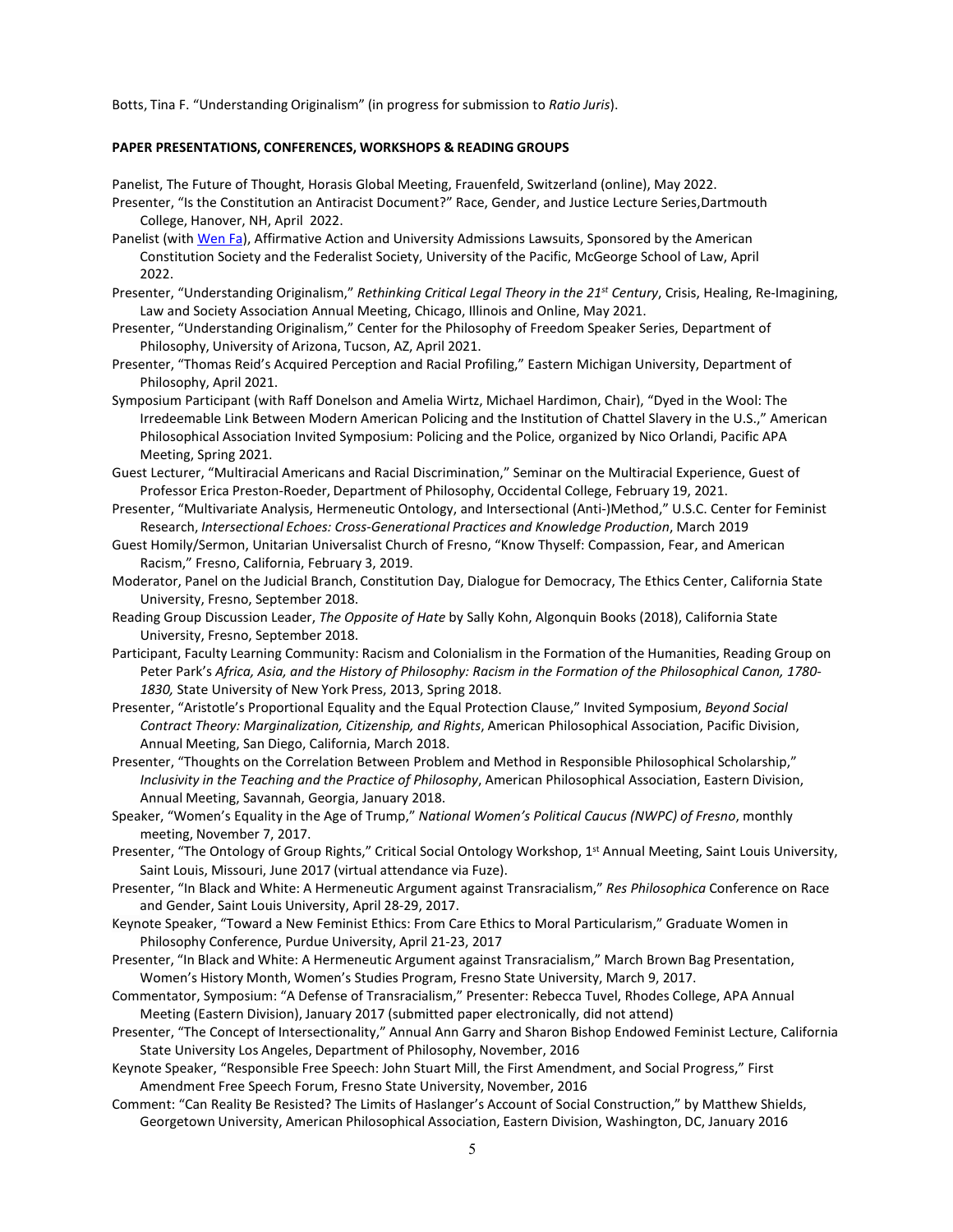Botts, Tina F. "Understanding Originalism" (in progress for submission to *Ratio Juris*).

**PAPER PRESENTATIONS, CONFERENCES, WORKSHOPS & READING GROUPS**

Panelist, The Future of Thought, Horasis Global Meeting, Frauenfeld, Switzerland (online), May 2022.

Presenter, "Is the Constitution an Antiracist Document?" Race, Gender, and Justice Lecture Series, Dartmouth College, Hanover, NH, April 2022.

Panelist (with Wen Fa), Affirmative Action and University Admissions Lawsuits, Sponsored by the American Constitution Society and the Federalist Society, University of the Pacific, McGeorge School of Law, April 2022.

Presenter, "Understanding Originalism," *Rethinking Critical Legal Theory in the 21st Century*, Crisis, Healing, Re-Imagining, Law and Society Association Annual Meeting, Chicago, Illinois and Online, May 2021.

Presenter, "Understanding Originalism," Center for the Philosophy of Freedom Speaker Series, Department of Philosophy, University of Arizona, Tucson, AZ, April 2021.

Presenter, "Thomas Reid's Acquired Perception and Racial Profiling," Eastern Michigan University, Department of Philosophy, April 2021.

Symposium Participant (with Raff Donelson and Amelia Wirtz, Michael Hardimon, Chair), "Dyed in the Wool: The Irredeemable Link Between Modern American Policing and the Institution of Chattel Slavery in the U.S.," American Philosophical Association Invited Symposium: Policing and the Police, organized by Nico Orlandi, Pacific APA Meeting, Spring 2021.

Guest Lecturer, "Multiracial Americans and Racial Discrimination," Seminar on the Multiracial Experience, Guest of Professor Erica Preston-Roeder, Department of Philosophy, Occidental College, February 19, 2021.

Presenter, "Multivariate Analysis, Hermeneutic Ontology, and Intersectional (Anti-)Method," U.S.C. Center for Feminist Research, *Intersectional Echoes: Cross-Generational Practices and Knowledge Production*, March 2019

Guest Homily/Sermon, Unitarian Universalist Church of Fresno, "Know Thyself: Compassion, Fear, and American Racism," Fresno, California, February 3, 2019.

Moderator, Panel on the Judicial Branch, Constitution Day, Dialogue for Democracy, The Ethics Center, California State University, Fresno, September 2018.

Reading Group Discussion Leader, *The Opposite of Hate* by Sally Kohn, Algonquin Books (2018), California State University, Fresno, September 2018.

Participant, Faculty Learning Community: Racism and Colonialism in the Formation of the Humanities, Reading Group on Peter Park's *Africa, Asia, and the History of Philosophy: Racism in the Formation of the Philosophical Canon, 1780-1830,* State University of New York Press, 2013, Spring 2018.

Presenter, "Aristotle's Proportional Equality and the Equal Protection Clause," Invited Symposium, *Beyond Social Contract Theory: Marginalization, Citizenship, and Rights*, American Philosophical Association, Pacific Division, Annual Meeting, San Diego, California, March 2018.

Presenter, "Thoughts on the Correlation Between Problem and Method in Responsible Philosophical Scholarship," *Inclusivity in the Teaching and the Practice of Philosophy*, American Philosophical Association, Eastern Division, Annual Meeting, Savannah, Georgia, January 2018.

Speaker, "Women's Equality in the Age of Trump," *National Women's Political Caucus (NWPC) of Fresno*, monthly meeting, November 7, 2017.

Presenter, "The Ontology of Group Rights," Critical Social Ontology Workshop, 1st Annual Meeting, Saint Louis University, Saint Louis, Missouri, June 2017 (virtual attendance via Fuze).

Presenter, "In Black and White: A Hermeneutic Argument against Transracialism," *Res Philosophica* Conference on Race and Gender, Saint Louis University, April 28-29, 2017.

Keynote Speaker, "Toward a New Feminist Ethics: From Care Ethics to Moral Particularism," Graduate Women in Philosophy Conference, Purdue University, April 21-23, 2017

Presenter, "In Black and White: A Hermeneutic Argument against Transracialism," March Brown Bag Presentation, Women's History Month, Women's Studies Program, Fresno State University, March 9, 2017.

Commentator, Symposium: "A Defense of Transracialism," Presenter: Rebecca Tuvel, Rhodes College, APA Annual Meeting (Eastern Division), January 2017 (submitted paper electronically, did not attend)

Presenter, "The Concept of Intersectionality," Annual Ann Garry and Sharon Bishop Endowed Feminist Lecture, California State University Los Angeles, Department of Philosophy, November, 2016

Keynote Speaker, "Responsible Free Speech: John Stuart Mill, the First Amendment, and Social Progress," First Amendment Free Speech Forum, Fresno State University, November, 2016

Comment: "Can Reality Be Resisted? The Limits of Haslanger's Account of Social Construction," by Matthew Shields, Georgetown University, American Philosophical Association, Eastern Division, Washington, DC, January 2016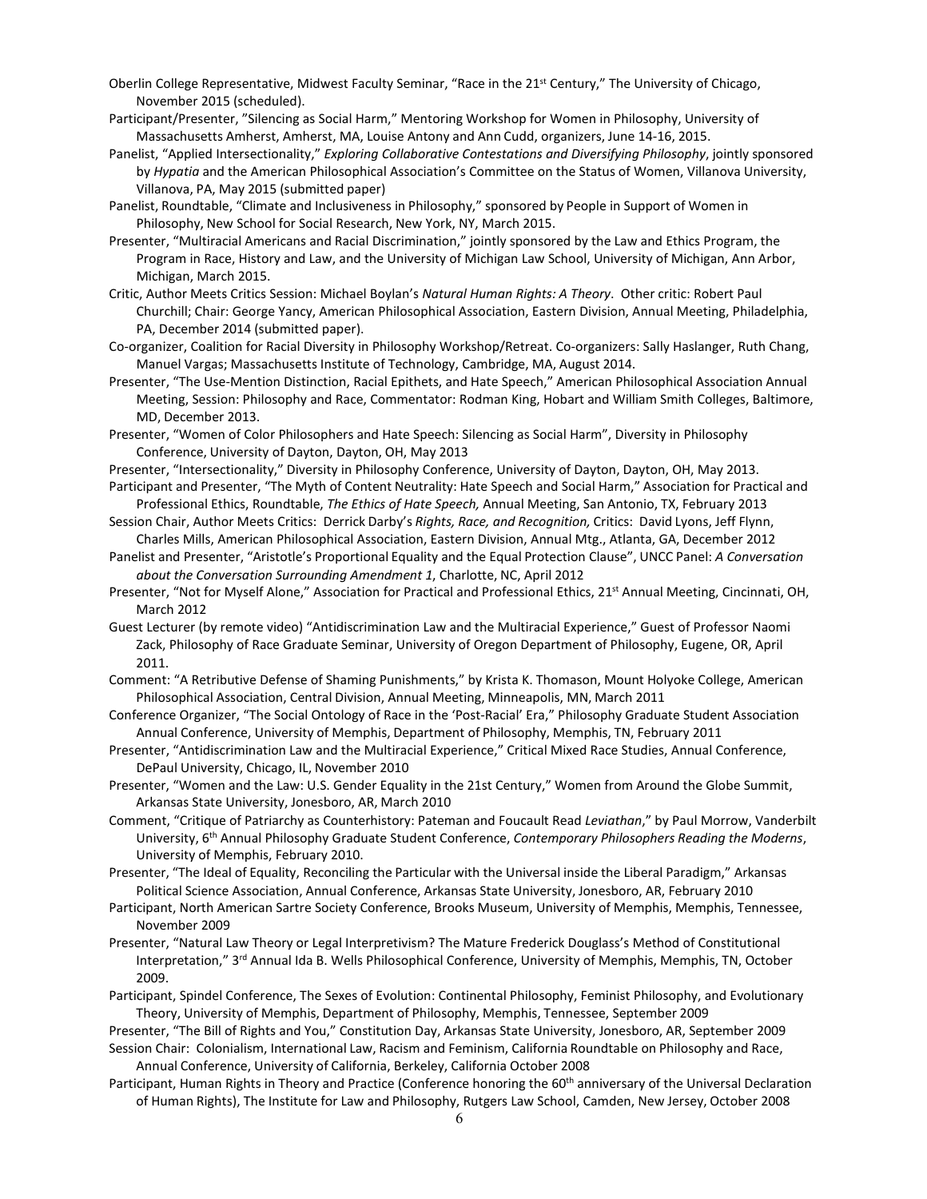Oberlin College Representative, Midwest Faculty Seminar, "Race in the 21st Century," The University of Chicago, November 2015 (scheduled).

Participant/Presenter, "Silencing as Social Harm," Mentoring Workshop for Women in Philosophy, University of Massachusetts Amherst, Amherst, MA, Louise Antony and Ann Cudd, organizers, June 14-16, 2015.

Panelist, "Applied Intersectionality," *Exploring Collaborative Contestations and Diversifying Philosophy*, jointly sponsored by *Hypatia* and the American Philosophical Association's Committee on the Status of Women, Villanova University, Villanova, PA, May 2015 (submitted paper)

Panelist, Roundtable, "Climate and Inclusiveness in Philosophy," sponsored by People in Support of Women in Philosophy, New School for Social Research, New York, NY, March 2015.

Presenter, "Multiracial Americans and Racial Discrimination," jointly sponsored by the Law and Ethics Program, the Program in Race, History and Law, and the University of Michigan Law School, University of Michigan, Ann Arbor, Michigan, March 2015.

Critic, Author Meets Critics Session: Michael Boylan's *Natural Human Rights: A Theory*. Other critic: Robert Paul Churchill; Chair: George Yancy, American Philosophical Association, Eastern Division, Annual Meeting, Philadelphia, PA, December 2014 (submitted paper).

Co-organizer, Coalition for Racial Diversity in Philosophy Workshop/Retreat. Co-organizers: Sally Haslanger, Ruth Chang, Manuel Vargas; Massachusetts Institute of Technology, Cambridge, MA, August 2014.

Presenter, "The Use-Mention Distinction, Racial Epithets, and Hate Speech," American Philosophical Association Annual Meeting, Session: Philosophy and Race, Commentator: Rodman King, Hobart and William Smith Colleges, Baltimore, MD, December 2013.

Presenter, "Women of Color Philosophers and Hate Speech: Silencing as Social Harm", Diversity in Philosophy Conference, University of Dayton, Dayton, OH, May 2013

Presenter, "Intersectionality," Diversity in Philosophy Conference, University of Dayton, Dayton, OH, May 2013.

Participant and Presenter, "The Myth of Content Neutrality: Hate Speech and Social Harm," Association for Practical and Professional Ethics, Roundtable, *The Ethics of Hate Speech,* Annual Meeting, San Antonio, TX, February 2013

Session Chair, Author Meets Critics: Derrick Darby's *Rights, Race, and Recognition,* Critics: David Lyons, Jeff Flynn, Charles Mills, American Philosophical Association, Eastern Division, Annual Mtg., Atlanta, GA, December 2012

Panelist and Presenter, "Aristotle's Proportional Equality and the Equal Protection Clause", UNCC Panel: *A Conversation about the Conversation Surrounding Amendment 1*, Charlotte, NC, April 2012

Presenter, "Not for Myself Alone," Association for Practical and Professional Ethics, 21st Annual Meeting, Cincinnati, OH, March 2012

Guest Lecturer (by remote video) "Antidiscrimination Law and the Multiracial Experience," Guest of Professor Naomi Zack, Philosophy of Race Graduate Seminar, University of Oregon Department of Philosophy, Eugene, OR, April 2011.

Comment: "A Retributive Defense of Shaming Punishments," by Krista K. Thomason, Mount Holyoke College, American Philosophical Association, Central Division, Annual Meeting, Minneapolis, MN, March 2011

Conference Organizer, "The Social Ontology of Race in the 'Post-Racial' Era," Philosophy Graduate Student Association Annual Conference, University of Memphis, Department of Philosophy, Memphis, TN, February 2011

Presenter, "Antidiscrimination Law and the Multiracial Experience," Critical Mixed Race Studies, Annual Conference, DePaul University, Chicago, IL, November 2010

Presenter, "Women and the Law: U.S. Gender Equality in the 21st Century," Women from Around the Globe Summit, Arkansas State University, Jonesboro, AR, March 2010

Comment, "Critique of Patriarchy as Counterhistory: Pateman and Foucault Read *Leviathan*," by Paul Morrow, Vanderbilt University, 6th Annual Philosophy Graduate Student Conference, *Contemporary Philosophers Reading the Moderns*, University of Memphis, February 2010.

Presenter, "The Ideal of Equality, Reconciling the Particular with the Universal inside the Liberal Paradigm," Arkansas Political Science Association, Annual Conference, Arkansas State University, Jonesboro, AR, February 2010

Participant, North American Sartre Society Conference, Brooks Museum, University of Memphis, Memphis, Tennessee, November 2009

Presenter, "Natural Law Theory or Legal Interpretivism? The Mature Frederick Douglass's Method of Constitutional Interpretation," 3rd Annual Ida B. Wells Philosophical Conference, University of Memphis, Memphis, TN, October 2009.

Participant, Spindel Conference, The Sexes of Evolution: Continental Philosophy, Feminist Philosophy, and Evolutionary Theory, University of Memphis, Department of Philosophy, Memphis, Tennessee, September 2009

Presenter, "The Bill of Rights and You," Constitution Day, Arkansas State University, Jonesboro, AR, September 2009

Session Chair: Colonialism, International Law, Racism and Feminism, California Roundtable on Philosophy and Race, Annual Conference, University of California, Berkeley, California October 2008

Participant, Human Rights in Theory and Practice (Conference honoring the 60th anniversary of the Universal Declaration of Human Rights), The Institute for Law and Philosophy, Rutgers Law School, Camden, New Jersey, October 2008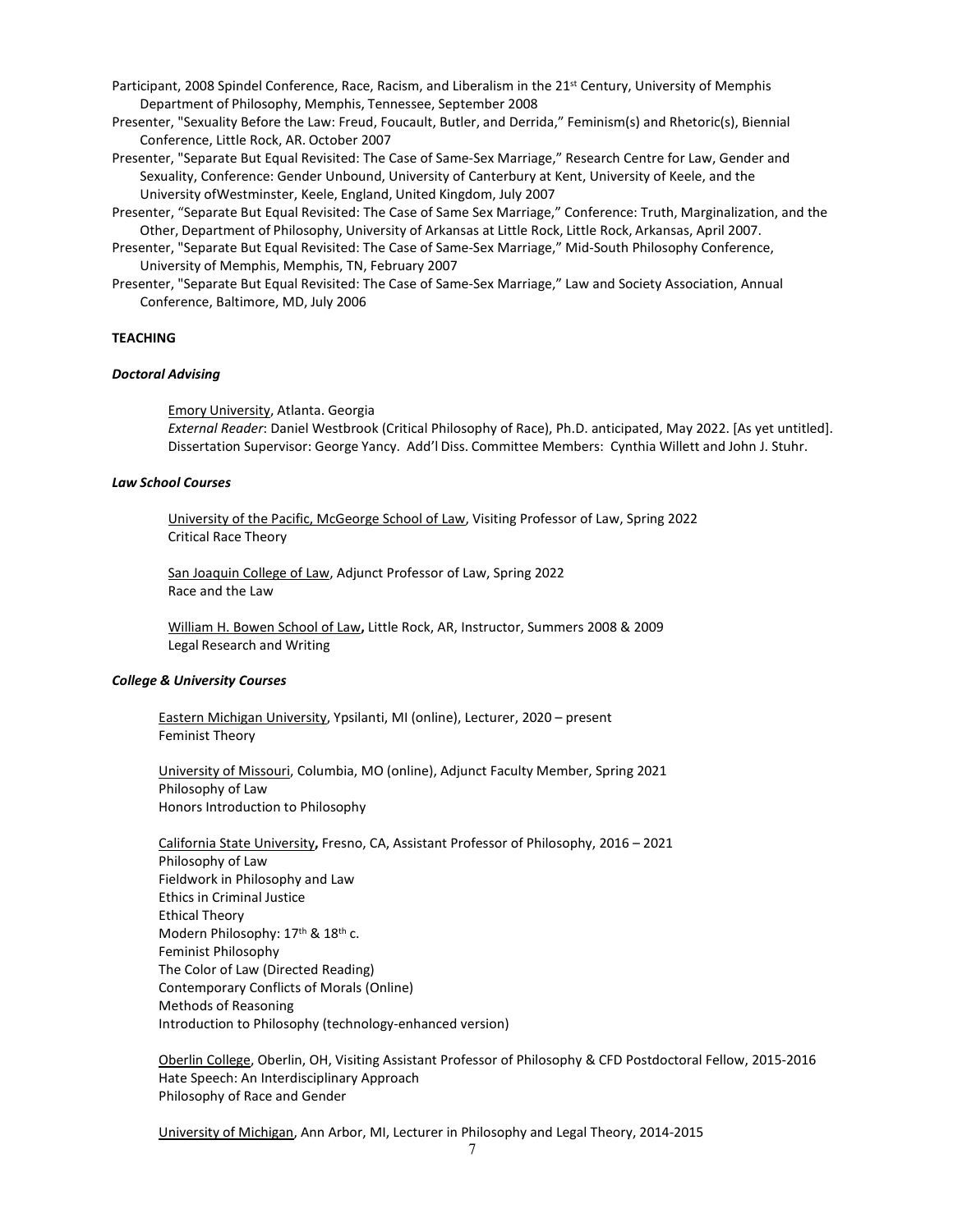Participant, 2008 Spindel Conference, Race, Racism, and Liberalism in the 21st Century, University of Memphis Department of Philosophy, Memphis, Tennessee, September 2008

Presenter, "Sexuality Before the Law: Freud, Foucault, Butler, and Derrida," Feminism(s) and Rhetoric(s), Biennial Conference, Little Rock, AR. October 2007

Presenter, "Separate But Equal Revisited: The Case of Same-Sex Marriage," Research Centre for Law, Gender and Sexuality, Conference: Gender Unbound, University of Canterbury at Kent, University of Keele, and the University ofWestminster, Keele, England, United Kingdom, July 2007

Presenter, "Separate But Equal Revisited: The Case of Same Sex Marriage," Conference: Truth, Marginalization, and the Other, Department of Philosophy, University of Arkansas at Little Rock, Little Rock, Arkansas, April 2007.

Presenter, "Separate But Equal Revisited: The Case of Same-Sex Marriage," Mid-South Philosophy Conference, University of Memphis, Memphis, TN, February 2007

Presenter, "Separate But Equal Revisited: The Case of Same-Sex Marriage," Law and Society Association, Annual Conference, Baltimore, MD, July 2006

**TEACHING**

***Doctoral Advising***

Emory University, Atlanta. Georgia
*External Reader*: Daniel Westbrook (Critical Philosophy of Race), Ph.D. anticipated, May 2022. [As yet untitled]. Dissertation Supervisor: George Yancy. Add'l Diss. Committee Members: Cynthia Willett and John J. Stuhr.

***Law School Courses***

University of the Pacific, McGeorge School of Law, Visiting Professor of Law, Spring 2022
Critical Race Theory

San Joaquin College of Law, Adjunct Professor of Law, Spring 2022
Race and the Law

William H. Bowen School of Law**,** Little Rock, AR, Instructor, Summers 2008 & 2009
Legal Research and Writing

***College & University Courses***

Eastern Michigan University, Ypsilanti, MI (online), Lecturer, 2020 – present
Feminist Theory

University of Missouri, Columbia, MO (online), Adjunct Faculty Member, Spring 2021
Philosophy of Law
Honors Introduction to Philosophy

California State University**,** Fresno, CA, Assistant Professor of Philosophy, 2016 – 2021
Philosophy of Law
Fieldwork in Philosophy and Law
Ethics in Criminal Justice
Ethical Theory
Modern Philosophy: 17th & 18th c.
Feminist Philosophy
The Color of Law (Directed Reading)
Contemporary Conflicts of Morals (Online)
Methods of Reasoning
Introduction to Philosophy (technology-enhanced version)

Oberlin College, Oberlin, OH, Visiting Assistant Professor of Philosophy & CFD Postdoctoral Fellow, 2015-2016
Hate Speech: An Interdisciplinary Approach
Philosophy of Race and Gender

University of Michigan, Ann Arbor, MI, Lecturer in Philosophy and Legal Theory, 2014-2015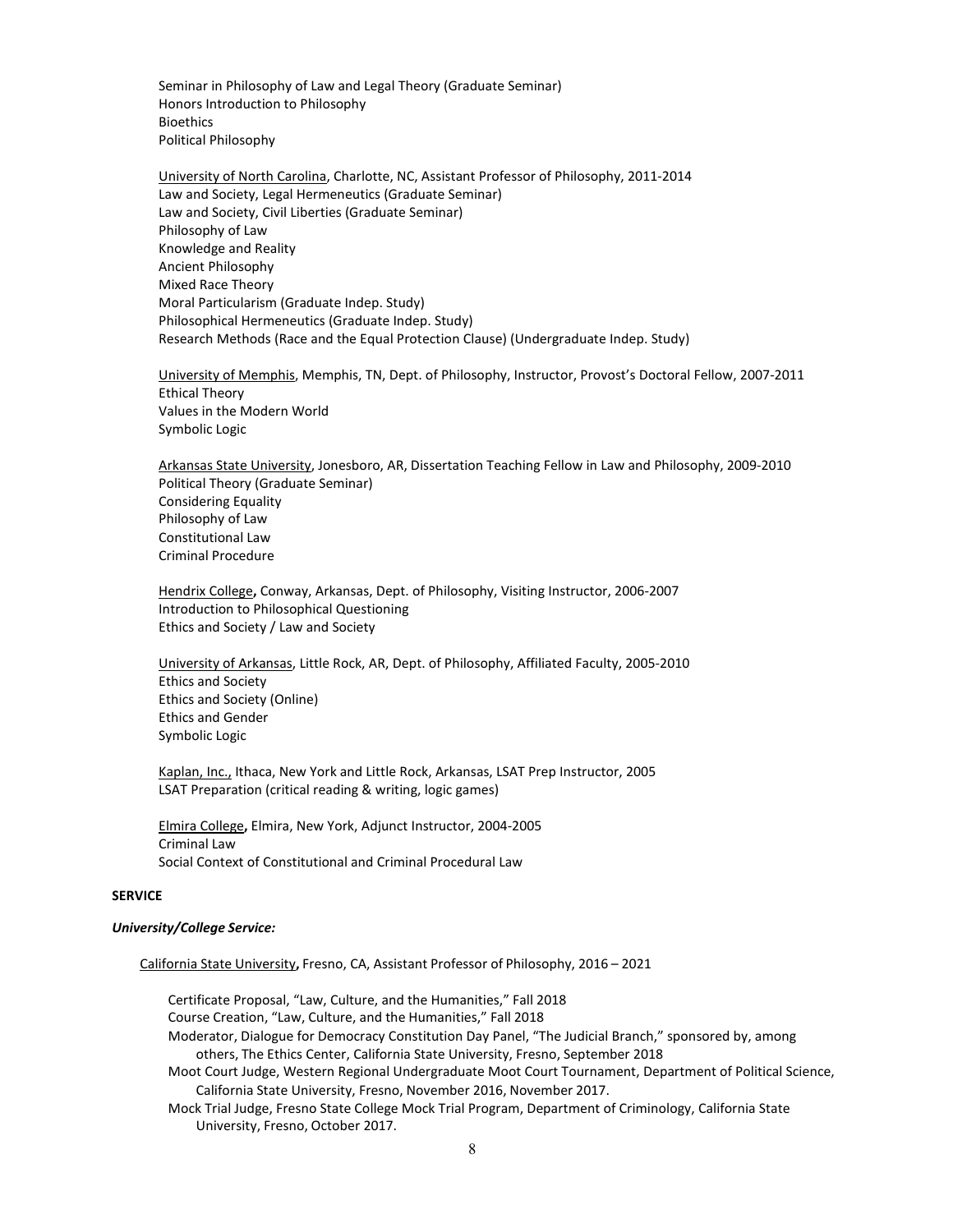Seminar in Philosophy of Law and Legal Theory (Graduate Seminar)
Honors Introduction to Philosophy
Bioethics
Political Philosophy

University of North Carolina, Charlotte, NC, Assistant Professor of Philosophy, 2011-2014
Law and Society, Legal Hermeneutics (Graduate Seminar)
Law and Society, Civil Liberties (Graduate Seminar)
Philosophy of Law
Knowledge and Reality
Ancient Philosophy
Mixed Race Theory
Moral Particularism (Graduate Indep. Study)
Philosophical Hermeneutics (Graduate Indep. Study)
Research Methods (Race and the Equal Protection Clause) (Undergraduate Indep. Study)

University of Memphis, Memphis, TN, Dept. of Philosophy, Instructor, Provost's Doctoral Fellow, 2007-2011
Ethical Theory
Values in the Modern World
Symbolic Logic

Arkansas State University, Jonesboro, AR, Dissertation Teaching Fellow in Law and Philosophy, 2009-2010
Political Theory (Graduate Seminar)
Considering Equality
Philosophy of Law
Constitutional Law
Criminal Procedure

Hendrix College**,** Conway, Arkansas, Dept. of Philosophy, Visiting Instructor, 2006-2007
Introduction to Philosophical Questioning
Ethics and Society / Law and Society

University of Arkansas, Little Rock, AR, Dept. of Philosophy, Affiliated Faculty, 2005-2010
Ethics and Society
Ethics and Society (Online)
Ethics and Gender
Symbolic Logic

Kaplan, Inc., Ithaca, New York and Little Rock, Arkansas, LSAT Prep Instructor, 2005
LSAT Preparation (critical reading & writing, logic games)

Elmira College**,** Elmira, New York, Adjunct Instructor, 2004-2005
Criminal Law
Social Context of Constitutional and Criminal Procedural Law

**SERVICE**

***University/College Service:***

California State University**,** Fresno, CA, Assistant Professor of Philosophy, 2016 – 2021

Certificate Proposal, "Law, Culture, and the Humanities," Fall 2018
Course Creation, "Law, Culture, and the Humanities," Fall 2018
Moderator, Dialogue for Democracy Constitution Day Panel, "The Judicial Branch," sponsored by, among others, The Ethics Center, California State University, Fresno, September 2018
Moot Court Judge, Western Regional Undergraduate Moot Court Tournament, Department of Political Science, California State University, Fresno, November 2016, November 2017.
Mock Trial Judge, Fresno State College Mock Trial Program, Department of Criminology, California State University, Fresno, October 2017.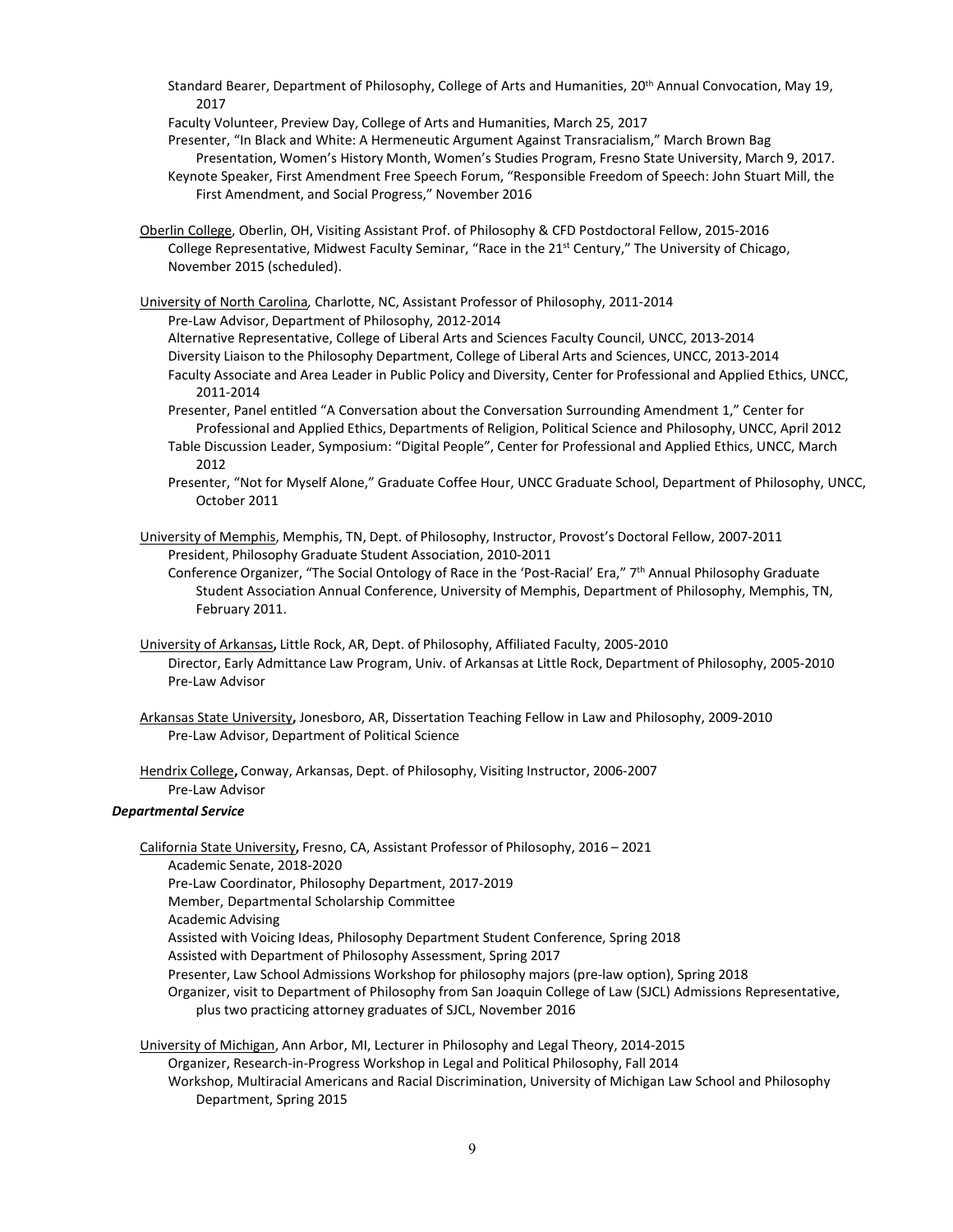Standard Bearer, Department of Philosophy, College of Arts and Humanities, 20th Annual Convocation, May 19, 2017

Faculty Volunteer, Preview Day, College of Arts and Humanities, March 25, 2017

Presenter, "In Black and White: A Hermeneutic Argument Against Transracialism," March Brown Bag Presentation, Women's History Month, Women's Studies Program, Fresno State University, March 9, 2017.

Keynote Speaker, First Amendment Free Speech Forum, "Responsible Freedom of Speech: John Stuart Mill, the First Amendment, and Social Progress," November 2016

Oberlin College, Oberlin, OH, Visiting Assistant Prof. of Philosophy & CFD Postdoctoral Fellow, 2015-2016

College Representative, Midwest Faculty Seminar, "Race in the 21st Century," The University of Chicago, November 2015 (scheduled).

University of North Carolina, Charlotte, NC, Assistant Professor of Philosophy, 2011-2014

Pre-Law Advisor, Department of Philosophy, 2012-2014

Alternative Representative, College of Liberal Arts and Sciences Faculty Council, UNCC, 2013-2014

Diversity Liaison to the Philosophy Department, College of Liberal Arts and Sciences, UNCC, 2013-2014

Faculty Associate and Area Leader in Public Policy and Diversity, Center for Professional and Applied Ethics, UNCC, 2011-2014

Presenter, Panel entitled "A Conversation about the Conversation Surrounding Amendment 1," Center for Professional and Applied Ethics, Departments of Religion, Political Science and Philosophy, UNCC, April 2012

Table Discussion Leader, Symposium: "Digital People", Center for Professional and Applied Ethics, UNCC, March 2012

Presenter, "Not for Myself Alone," Graduate Coffee Hour, UNCC Graduate School, Department of Philosophy, UNCC, October 2011

University of Memphis, Memphis, TN, Dept. of Philosophy, Instructor, Provost's Doctoral Fellow, 2007-2011

President, Philosophy Graduate Student Association, 2010-2011

Conference Organizer, "The Social Ontology of Race in the 'Post-Racial' Era," 7th Annual Philosophy Graduate Student Association Annual Conference, University of Memphis, Department of Philosophy, Memphis, TN, February 2011.

University of Arkansas, Little Rock, AR, Dept. of Philosophy, Affiliated Faculty, 2005-2010

Director, Early Admittance Law Program, Univ. of Arkansas at Little Rock, Department of Philosophy, 2005-2010

Pre-Law Advisor

Arkansas State University, Jonesboro, AR, Dissertation Teaching Fellow in Law and Philosophy, 2009-2010

Pre-Law Advisor, Department of Political Science

Hendrix College, Conway, Arkansas, Dept. of Philosophy, Visiting Instructor, 2006-2007

Pre-Law Advisor

***Departmental Service***

California State University, Fresno, CA, Assistant Professor of Philosophy, 2016 – 2021

Academic Senate, 2018-2020

Pre-Law Coordinator, Philosophy Department, 2017-2019

Member, Departmental Scholarship Committee

Academic Advising

Assisted with Voicing Ideas, Philosophy Department Student Conference, Spring 2018

Assisted with Department of Philosophy Assessment, Spring 2017

Presenter, Law School Admissions Workshop for philosophy majors (pre-law option), Spring 2018

Organizer, visit to Department of Philosophy from San Joaquin College of Law (SJCL) Admissions Representative, plus two practicing attorney graduates of SJCL, November 2016

University of Michigan, Ann Arbor, MI, Lecturer in Philosophy and Legal Theory, 2014-2015

Organizer, Research-in-Progress Workshop in Legal and Political Philosophy, Fall 2014

Workshop, Multiracial Americans and Racial Discrimination, University of Michigan Law School and Philosophy Department, Spring 2015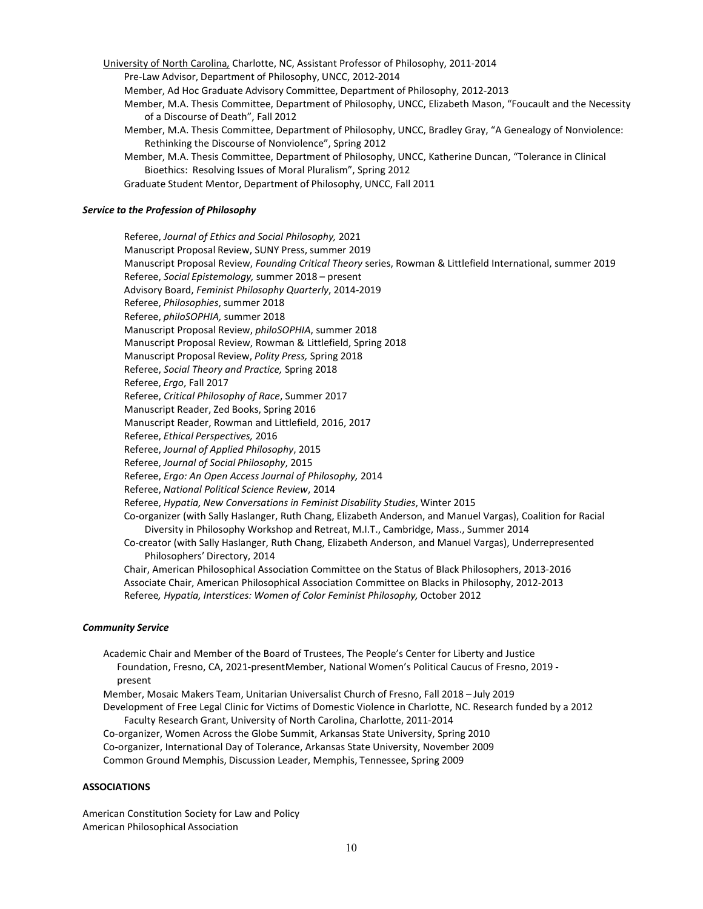University of North Carolina, Charlotte, NC, Assistant Professor of Philosophy, 2011-2014

- Pre-Law Advisor, Department of Philosophy, UNCC, 2012-2014
- Member, Ad Hoc Graduate Advisory Committee, Department of Philosophy, 2012-2013
- Member, M.A. Thesis Committee, Department of Philosophy, UNCC, Elizabeth Mason, "Foucault and the Necessity of a Discourse of Death", Fall 2012
- Member, M.A. Thesis Committee, Department of Philosophy, UNCC, Bradley Gray, "A Genealogy of Nonviolence: Rethinking the Discourse of Nonviolence", Spring 2012
- Member, M.A. Thesis Committee, Department of Philosophy, UNCC, Katherine Duncan, "Tolerance in Clinical Bioethics: Resolving Issues of Moral Pluralism", Spring 2012
- Graduate Student Mentor, Department of Philosophy, UNCC, Fall 2011

***Service to the Profession of Philosophy***

- Referee, *Journal of Ethics and Social Philosophy,* 2021
- Manuscript Proposal Review, SUNY Press, summer 2019
- Manuscript Proposal Review, *Founding Critical Theory* series, Rowman & Littlefield International, summer 2019
- Referee, *Social Epistemology,* summer 2018 – present
- Advisory Board, *Feminist Philosophy Quarterly*, 2014-2019
- Referee, *Philosophies*, summer 2018
- Referee, *philoSOPHIA,* summer 2018
- Manuscript Proposal Review, *philoSOPHIA*, summer 2018
- Manuscript Proposal Review, Rowman & Littlefield, Spring 2018
- Manuscript Proposal Review, *Polity Press,* Spring 2018
- Referee, *Social Theory and Practice,* Spring 2018
- Referee, *Ergo*, Fall 2017
- Referee, *Critical Philosophy of Race*, Summer 2017
- Manuscript Reader, Zed Books, Spring 2016
- Manuscript Reader, Rowman and Littlefield, 2016, 2017
- Referee, *Ethical Perspectives,* 2016
- Referee, *Journal of Applied Philosophy*, 2015
- Referee, *Journal of Social Philosophy*, 2015
- Referee, *Ergo: An Open Access Journal of Philosophy,* 2014
- Referee, *National Political Science Review*, 2014
- Referee, *Hypatia, New Conversations in Feminist Disability Studies*, Winter 2015
- Co-organizer (with Sally Haslanger, Ruth Chang, Elizabeth Anderson, and Manuel Vargas), Coalition for Racial Diversity in Philosophy Workshop and Retreat, M.I.T., Cambridge, Mass., Summer 2014
- Co-creator (with Sally Haslanger, Ruth Chang, Elizabeth Anderson, and Manuel Vargas), Underrepresented Philosophers' Directory, 2014
- Chair, American Philosophical Association Committee on the Status of Black Philosophers, 2013-2016
- Associate Chair, American Philosophical Association Committee on Blacks in Philosophy, 2012-2013
- Referee*, Hypatia, Interstices: Women of Color Feminist Philosophy,* October 2012

***Community Service***

- Academic Chair and Member of the Board of Trustees, The People's Center for Liberty and Justice Foundation, Fresno, CA, 2021-presentMember, National Women's Political Caucus of Fresno, 2019 - present
- Member, Mosaic Makers Team, Unitarian Universalist Church of Fresno, Fall 2018 – July 2019
- Development of Free Legal Clinic for Victims of Domestic Violence in Charlotte, NC. Research funded by a 2012 Faculty Research Grant, University of North Carolina, Charlotte, 2011-2014
- Co-organizer, Women Across the Globe Summit, Arkansas State University, Spring 2010
- Co-organizer, International Day of Tolerance, Arkansas State University, November 2009
- Common Ground Memphis, Discussion Leader, Memphis, Tennessee, Spring 2009

**ASSOCIATIONS**

American Constitution Society for Law and Policy
American Philosophical Association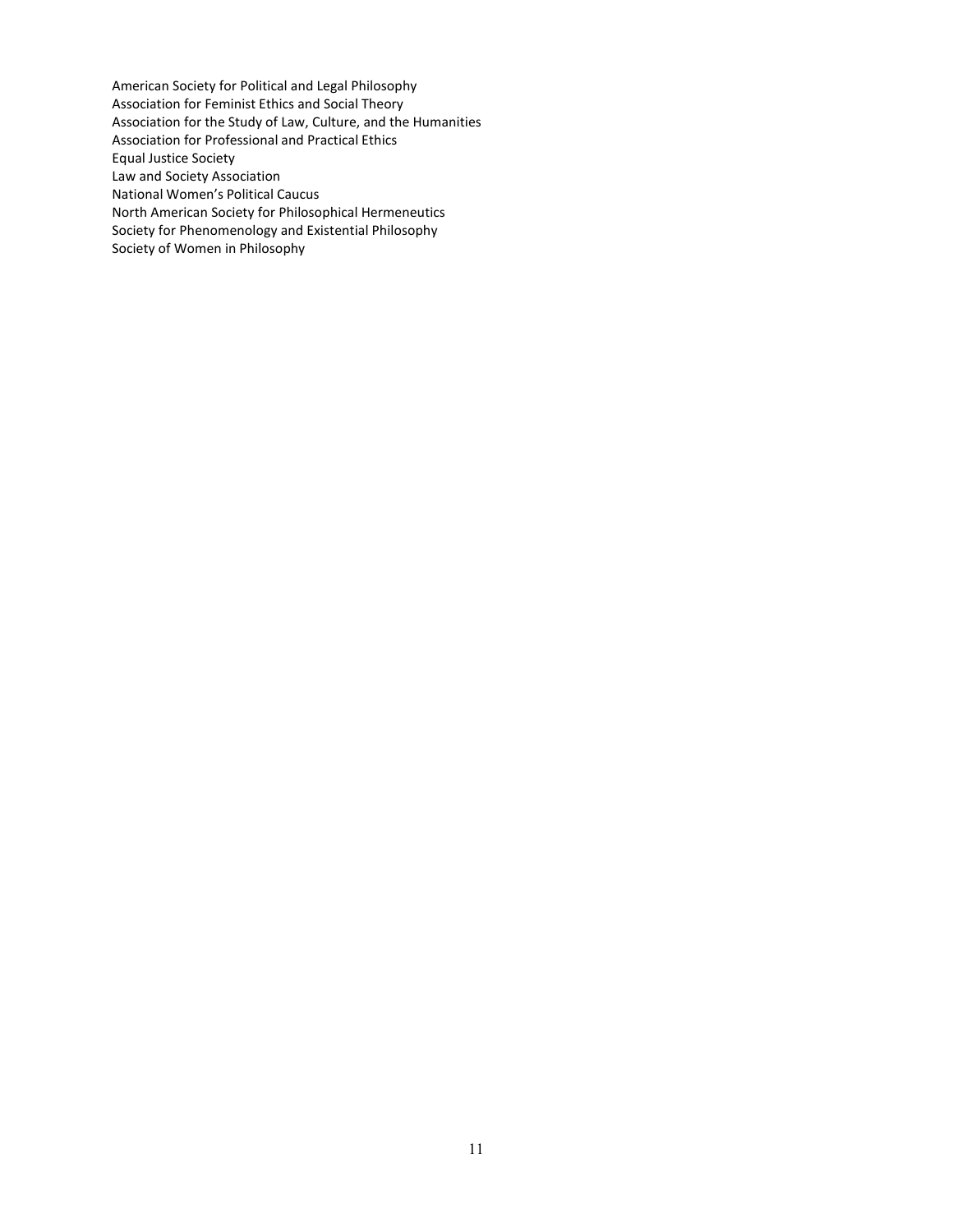American Society for Political and Legal Philosophy
Association for Feminist Ethics and Social Theory
Association for the Study of Law, Culture, and the Humanities
Association for Professional and Practical Ethics
Equal Justice Society
Law and Society Association
National Women's Political Caucus
North American Society for Philosophical Hermeneutics
Society for Phenomenology and Existential Philosophy
Society of Women in Philosophy